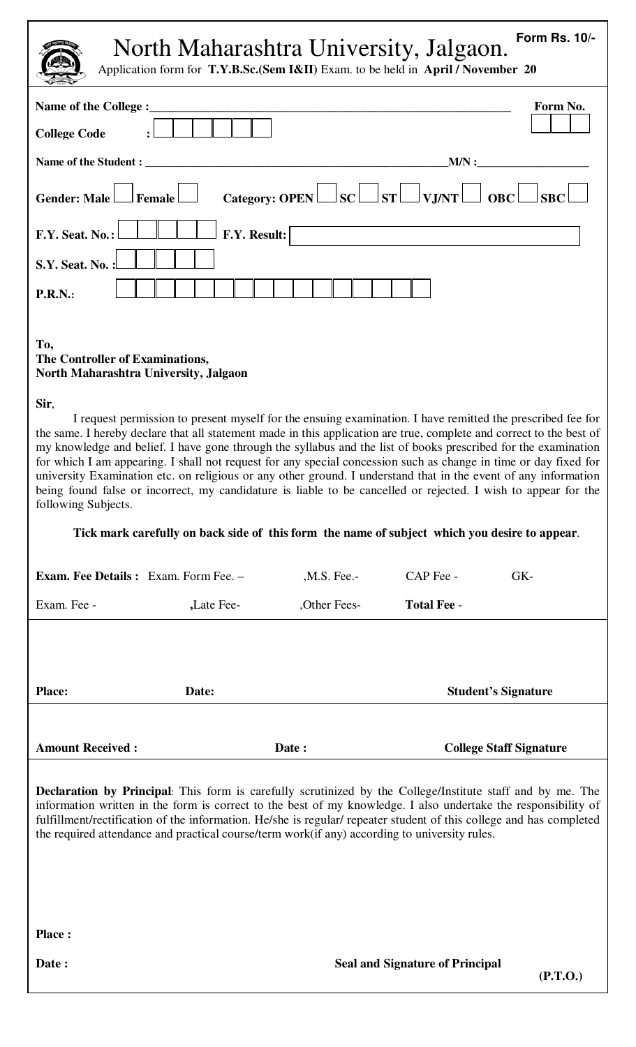# North Maharashtra University, Jalgaon.

**Form Rs. 10/-**

Application form for **T.Y.B.Sc.(Sem I&II)** Exam. to be held in **April / November 20**

**Name of the College :**\_\_\_\_\_\_\_\_\_\_\_\_\_\_\_\_\_\_\_\_\_\_\_\_\_\_\_\_\_\_\_\_\_\_\_\_\_\_\_\_\_\_\_\_\_\_\_\_\_\_\_\_\_\_\_ **Form No.**

**College Code :**

**Name of the Student :** \_\_\_\_\_\_\_\_\_\_\_\_\_\_\_\_\_\_\_\_\_\_\_\_\_\_\_\_\_\_\_\_\_\_\_\_\_\_\_\_\_\_\_\_\_\_\_\_\_\_**M/N :**\_\_\_\_\_\_\_\_\_\_\_\_\_\_\_\_\_\_\_

**Gender: Male** ☐ **Female** ☐ **Category: OPEN** ☐ **SC** ☐ **ST** ☐ **VJ/NT** ☐ **OBC** ☐ **SBC** ☐

**F.Y. Seat. No.:** **F.Y. Result:**

**S.Y. Seat. No. :**

**P.R.N.:**

**To,**
**The Controller of Examinations,**
**North Maharashtra University, Jalgaon**

**Sir**,

I request permission to present myself for the ensuing examination. I have remitted the prescribed fee for the same. I hereby declare that all statement made in this application are true, complete and correct to the best of my knowledge and belief. I have gone through the syllabus and the list of books prescribed for the examination for which I am appearing. I shall not request for any special concession such as change in time or day fixed for university Examination etc. on religious or any other ground. I understand that in the event of any information being found false or incorrect, my candidature is liable to be cancelled or rejected. I wish to appear for the following Subjects.

**Tick mark carefully on back side of this form the name of subject which you desire to appear**.

**Exam. Fee Details :** Exam. Form Fee. – ,M.S. Fee.- CAP Fee - GK-

Exam. Fee - **,**Late Fee- ,Other Fees- **Total Fee** -

**Place:** **Date:** **Student's Signature**

**Amount Received :** **Date :** **College Staff Signature**

**Declaration by Principal**: This form is carefully scrutinized by the College/Institute staff and by me. The information written in the form is correct to the best of my knowledge. I also undertake the responsibility of fulfillment/rectification of the information. He/she is regular/ repeater student of this college and has completed the required attendance and practical course/term work(if any) according to university rules.

**Place :**

**Date :** **Seal and Signature of Principal**

**(P.T.O.)**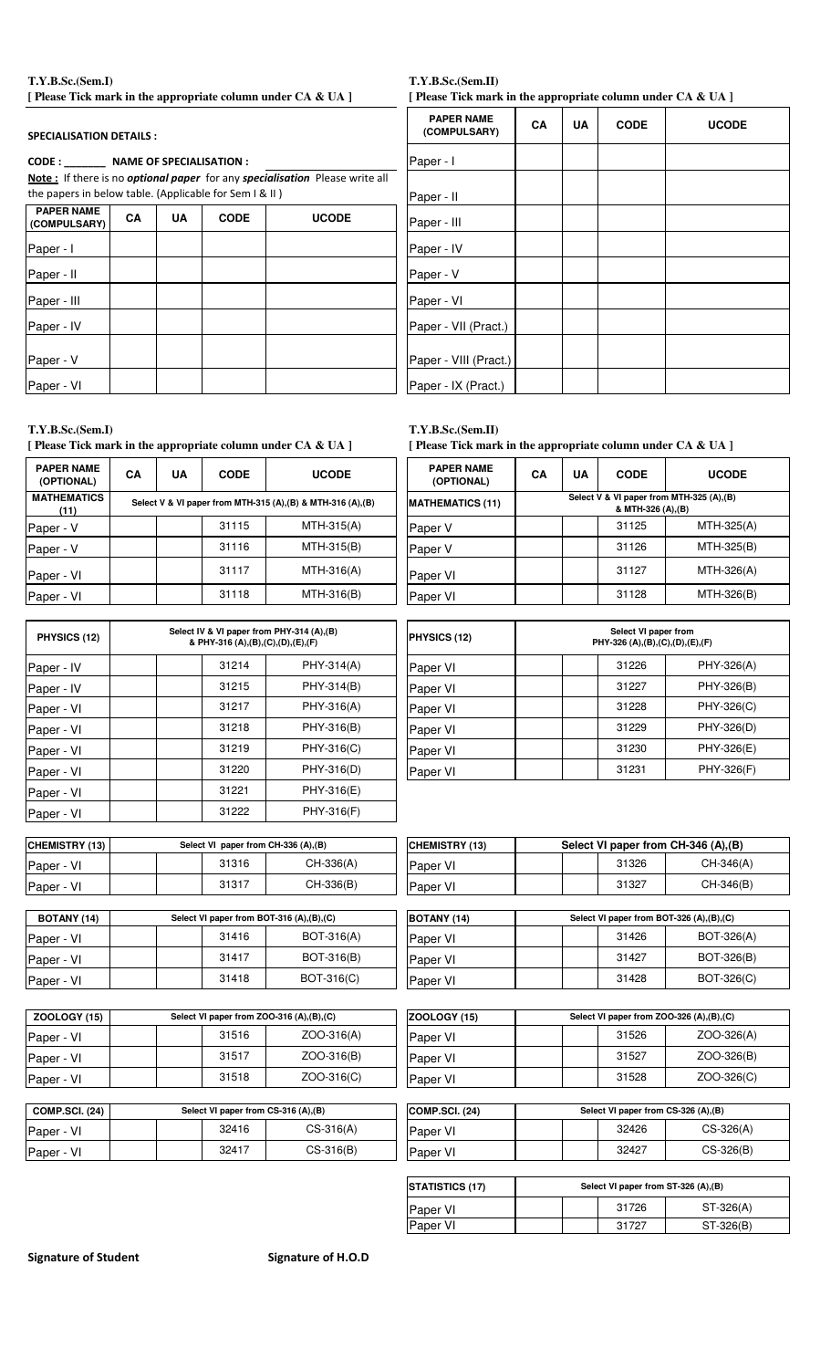**T.Y.B.Sc.(Sem.I)**

**[ Please Tick mark in the appropriate column under CA & UA ]**

**SPECIALISATION DETAILS :**

**CODE : _______ NAME OF SPECIALISATION :** ___________________

**Note :** If there is no ***optional paper*** for any ***specialisation*** Please write all the papers in below table. (Applicable for Sem I & II )

| PAPER NAME (COMPULSARY) | CA | UA | CODE | UCODE |
|---|---|---|---|---|
| Paper - I | | | | |
| Paper - II | | | | |
| Paper - III | | | | |
| Paper - IV | | | | |
| Paper - V | | | | |
| Paper - VI | | | | |

**T.Y.B.Sc.(Sem.II)**

**[ Please Tick mark in the appropriate column under CA & UA ]**

| PAPER NAME (COMPULSARY) | CA | UA | CODE | UCODE |
|---|---|---|---|---|
| Paper - I | | | | |
| Paper - II | | | | |
| Paper - III | | | | |
| Paper - IV | | | | |
| Paper - V | | | | |
| Paper - VI | | | | |
| Paper - VII (Pract.) | | | | |
| Paper - VIII (Pract.) | | | | |
| Paper - IX (Pract.) | | | | |

**T.Y.B.Sc.(Sem.I)**

**[ Please Tick mark in the appropriate column under CA & UA ]**

| PAPER NAME (OPTIONAL) | CA | UA | CODE | UCODE |
|---|---|---|---|---|
| MATHEMATICS (11) | Select V & VI paper from MTH-315 (A),(B) & MTH-316 (A),(B) | | | |
| Paper - V | | | 31115 | MTH-315(A) |
| Paper - V | | | 31116 | MTH-315(B) |
| Paper - VI | | | 31117 | MTH-316(A) |
| Paper - VI | | | 31118 | MTH-316(B) |

| PHYSICS (12) | Select IV & VI paper from PHY-314 (A),(B) & PHY-316 (A),(B),(C),(D),(E),(F) | | | |
|---|---|---|---|---|
| Paper - IV | | | 31214 | PHY-314(A) |
| Paper - IV | | | 31215 | PHY-314(B) |
| Paper - VI | | | 31217 | PHY-316(A) |
| Paper - VI | | | 31218 | PHY-316(B) |
| Paper - VI | | | 31219 | PHY-316(C) |
| Paper - VI | | | 31220 | PHY-316(D) |
| Paper - VI | | | 31221 | PHY-316(E) |
| Paper - VI | | | 31222 | PHY-316(F) |

| CHEMISTRY (13) | Select VI paper from CH-336 (A),(B) | | | |
|---|---|---|---|---|
| Paper - VI | | | 31316 | CH-336(A) |
| Paper - VI | | | 31317 | CH-336(B) |

| BOTANY (14) | Select VI paper from BOT-316 (A),(B),(C) | | | |
|---|---|---|---|---|
| Paper - VI | | | 31416 | BOT-316(A) |
| Paper - VI | | | 31417 | BOT-316(B) |
| Paper - VI | | | 31418 | BOT-316(C) |

| ZOOLOGY (15) | Select VI paper from ZOO-316 (A),(B),(C) | | | |
|---|---|---|---|---|
| Paper - VI | | | 31516 | ZOO-316(A) |
| Paper - VI | | | 31517 | ZOO-316(B) |
| Paper - VI | | | 31518 | ZOO-316(C) |

| COMP.SCI. (24) | Select VI paper from CS-316 (A),(B) | | | |
|---|---|---|---|---|
| Paper - VI | | | 32416 | CS-316(A) |
| Paper - VI | | | 32417 | CS-316(B) |

**T.Y.B.Sc.(Sem.II)**

**[ Please Tick mark in the appropriate column under CA & UA ]**

| PAPER NAME (OPTIONAL) | CA | UA | CODE | UCODE |
|---|---|---|---|---|
| MATHEMATICS (11) | Select V & VI paper from MTH-325 (A),(B) & MTH-326 (A),(B) | | | |
| Paper V | | | 31125 | MTH-325(A) |
| Paper V | | | 31126 | MTH-325(B) |
| Paper VI | | | 31127 | MTH-326(A) |
| Paper VI | | | 31128 | MTH-326(B) |

| PHYSICS (12) | Select VI paper from PHY-326 (A),(B),(C),(D),(E),(F) | | | |
|---|---|---|---|---|
| Paper VI | | | 31226 | PHY-326(A) |
| Paper VI | | | 31227 | PHY-326(B) |
| Paper VI | | | 31228 | PHY-326(C) |
| Paper VI | | | 31229 | PHY-326(D) |
| Paper VI | | | 31230 | PHY-326(E) |
| Paper VI | | | 31231 | PHY-326(F) |

| CHEMISTRY (13) | Select VI paper from CH-346 (A),(B) | | | |
|---|---|---|---|---|
| Paper VI | | | 31326 | CH-346(A) |
| Paper VI | | | 31327 | CH-346(B) |

| BOTANY (14) | Select VI paper from BOT-326 (A),(B),(C) | | | |
|---|---|---|---|---|
| Paper VI | | | 31426 | BOT-326(A) |
| Paper VI | | | 31427 | BOT-326(B) |
| Paper VI | | | 31428 | BOT-326(C) |

| ZOOLOGY (15) | Select VI paper from ZOO-326 (A),(B),(C) | | | |
|---|---|---|---|---|
| Paper VI | | | 31526 | ZOO-326(A) |
| Paper VI | | | 31527 | ZOO-326(B) |
| Paper VI | | | 31528 | ZOO-326(C) |

| COMP.SCI. (24) | Select VI paper from CS-326 (A),(B) | | | |
|---|---|---|---|---|
| Paper VI | | | 32426 | CS-326(A) |
| Paper VI | | | 32427 | CS-326(B) |

| STATISTICS (17) | Select VI paper from ST-326 (A),(B) | | | |
|---|---|---|---|---|
| Paper VI | | | 31726 | ST-326(A) |
| Paper VI | | | 31727 | ST-326(B) |

**Signature of Student** **Signature of H.O.D**